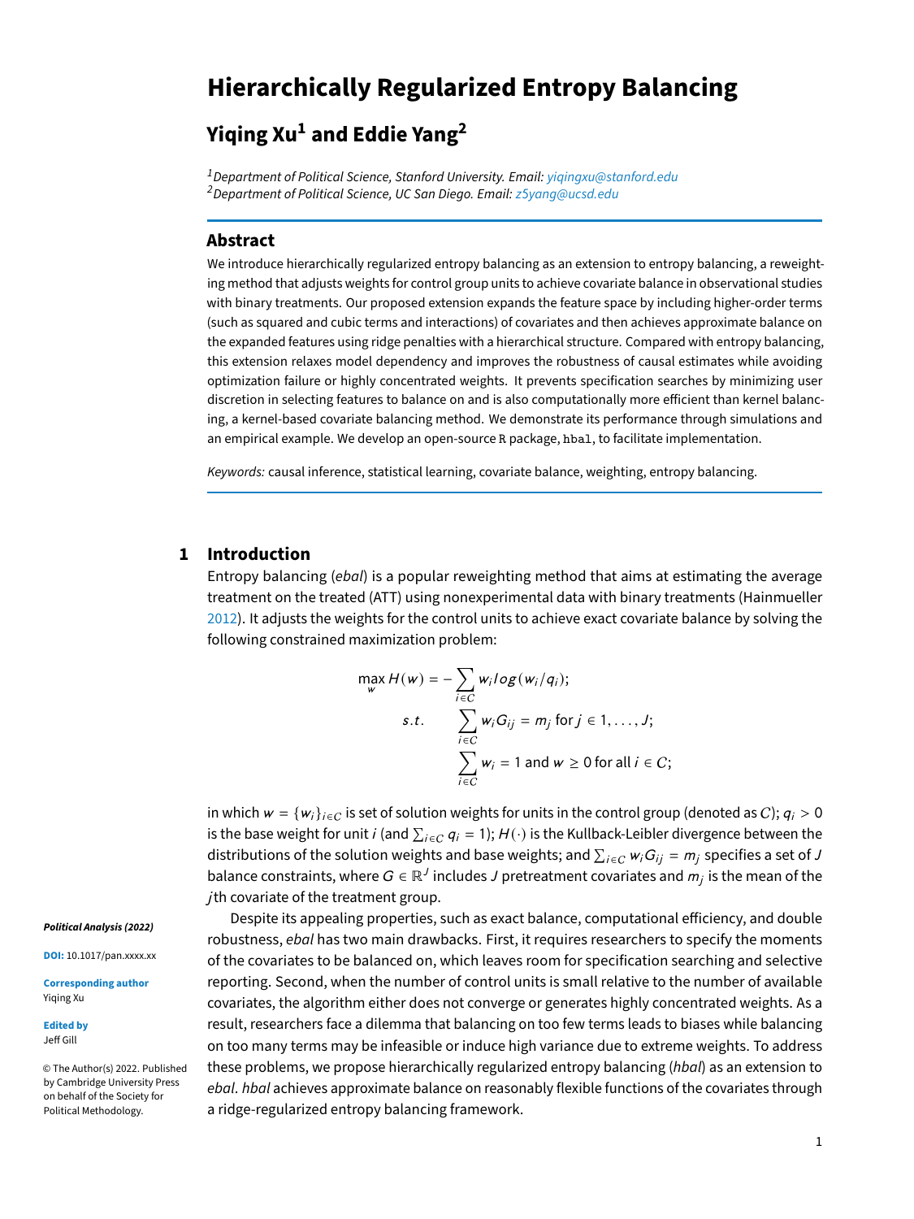# Hierarchically Regularized Entropy Balancing

## Yiqing Xu[1] and Eddie Yang[2]

[1]Department of Political Science, Stanford University. Email: yiqingxu@stanford.edu
[2]Department of Political Science, UC San Diego. Email: z5yang@ucsd.edu

## Abstract

We introduce hierarchically regularized entropy balancing as an extension to entropy balancing, a reweighting method that adjusts weights for control group units to achieve covariate balance in observational studies with binary treatments. Our proposed extension expands the feature space by including higher-order terms (such as squared and cubic terms and interactions) of covariates and then achieves approximate balance on the expanded features using ridge penalties with a hierarchical structure. Compared with entropy balancing, this extension relaxes model dependency and improves the robustness of causal estimates while avoiding optimization failure or highly concentrated weights. It prevents specification searches by minimizing user discretion in selecting features to balance on and is also computationally more efficient than kernel balancing, a kernel-based covariate balancing method. We demonstrate its performance through simulations and an empirical example. We develop an open-source R package, `hbal`, to facilitate implementation.

*Keywords:* causal inference, statistical learning, covariate balance, weighting, entropy balancing.

*Political Analysis (2022)*

**DOI:** 10.1017/pan.xxxx.xx

**Corresponding author**
Yiqing Xu

**Edited by**
Jeff Gill

© The Author(s) 2022. Published by Cambridge University Press on behalf of the Society for Political Methodology.

## 1 Introduction

Entropy balancing (*ebal*) is a popular reweighting method that aims at estimating the average treatment on the treated (ATT) using nonexperimental data with binary treatments (Hainmueller 2012). It adjusts the weights for the control units to achieve exact covariate balance by solving the following constrained maximization problem:

$$
\begin{aligned}
\max_{w} H(w) &= -\sum_{i \in C} w_i log(w_i/q_i); \\
s.t. \quad & \sum_{i \in C} w_i G_{ij} = m_j \text{ for } j \in 1, \ldots, J; \\
& \sum_{i \in C} w_i = 1 \text{ and } w \geq 0 \text{ for all } i \in \mathcal{C};
\end{aligned}
$$

in which $w = \{w_i\}_{i \in C}$ is set of solution weights for units in the control group (denoted as $\mathcal{C}$); $q_i > 0$ is the base weight for unit $i$ (and $\sum_{i \in C} q_i = 1$); $H(\cdot)$ is the Kullback-Leibler divergence between the distributions of the solution weights and base weights; and $\sum_{i \in C} w_i G_{ij} = m_j$ specifies a set of $J$ balance constraints, where $G \in \mathbb{R}^J$ includes $J$ pretreatment covariates and $m_j$ is the mean of the $j$th covariate of the treatment group.

Despite its appealing properties, such as exact balance, computational efficiency, and double robustness, *ebal* has two main drawbacks. First, it requires researchers to specify the moments of the covariates to be balanced on, which leaves room for specification searching and selective reporting. Second, when the number of control units is small relative to the number of available covariates, the algorithm either does not converge or generates highly concentrated weights. As a result, researchers face a dilemma that balancing on too few terms leads to biases while balancing on too many terms may be infeasible or induce high variance due to extreme weights. To address these problems, we propose hierarchically regularized entropy balancing (*hbal*) as an extension to *ebal*. *hbal* achieves approximate balance on reasonably flexible functions of the covariates through a ridge-regularized entropy balancing framework.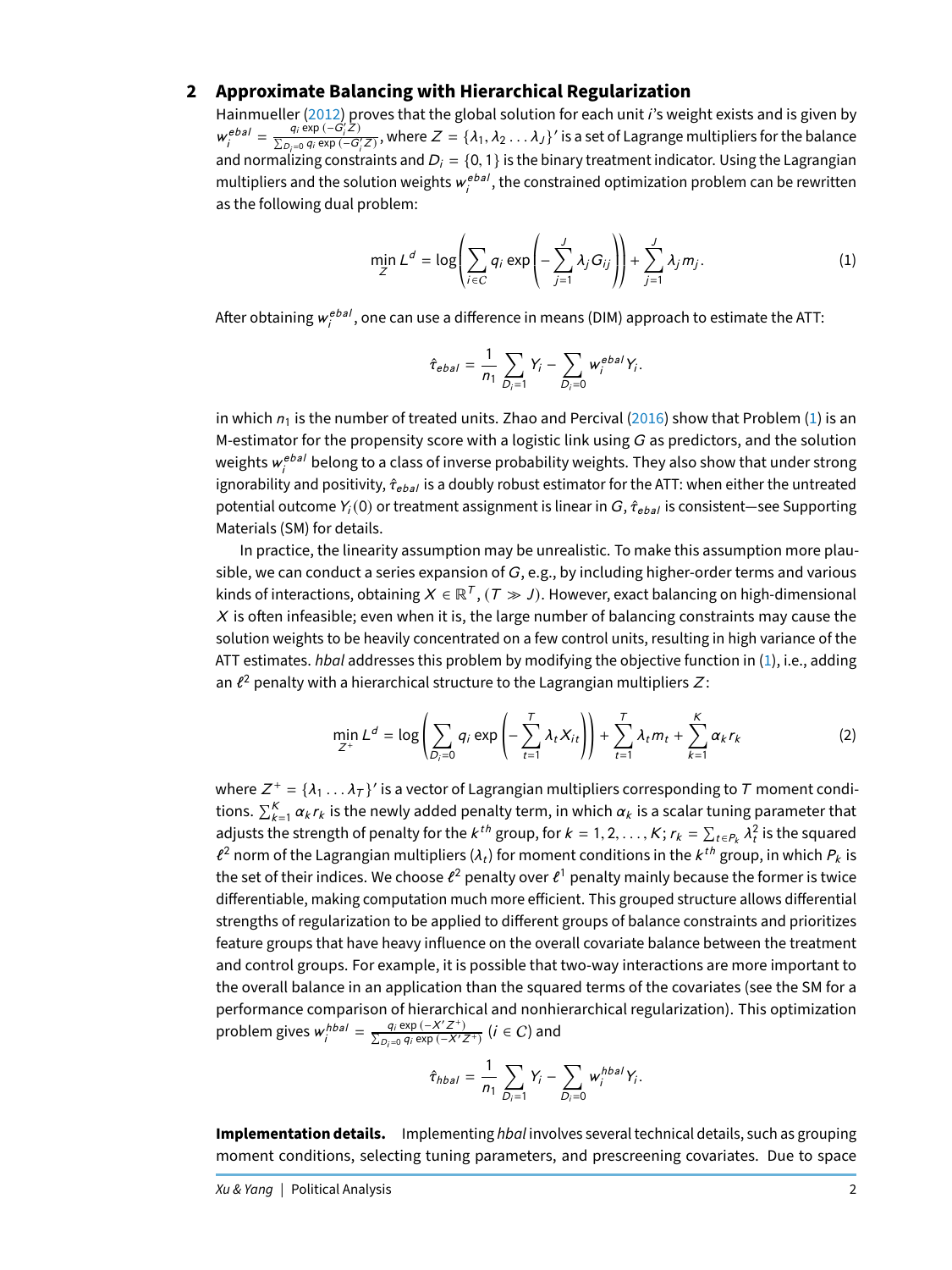## 2 Approximate Balancing with Hierarchical Regularization

Hainmueller (2012) proves that the global solution for each unit $i$'s weight exists and is given by $w_i^{ebal} = \frac{q_i \exp(-G_i' Z)}{\sum_{D_i=0} q_i \exp(-G_i' Z)}$, where $Z = \{\lambda_1, \lambda_2 \ldots \lambda_J\}'$ is a set of Lagrange multipliers for the balance and normalizing constraints and $D_i = \{0, 1\}$ is the binary treatment indicator. Using the Lagrangian multipliers and the solution weights $w_i^{ebal}$, the constrained optimization problem can be rewritten as the following dual problem:

$$\min_{Z} L^d = \log\left(\sum_{i \in C} q_i \exp\left(-\sum_{j=1}^{J} \lambda_j G_{ij}\right)\right) + \sum_{j=1}^{J} \lambda_j m_j. \tag{1}$$

After obtaining $w_i^{ebal}$, one can use a difference in means (DIM) approach to estimate the ATT:

$$\hat{\tau}_{ebal} = \frac{1}{n_1} \sum_{D_i=1} Y_i - \sum_{D_i=0} w_i^{ebal} Y_i.$$

in which $n_1$ is the number of treated units. Zhao and Percival (2016) show that Problem (1) is an M-estimator for the propensity score with a logistic link using $G$ as predictors, and the solution weights $w_i^{ebal}$ belong to a class of inverse probability weights. They also show that under strong ignorability and positivity, $\hat{\tau}_{ebal}$ is a doubly robust estimator for the ATT: when either the untreated potential outcome $Y_i(0)$ or treatment assignment is linear in $G$, $\hat{\tau}_{ebal}$ is consistent—see Supporting Materials (SM) for details.

In practice, the linearity assumption may be unrealistic. To make this assumption more plausible, we can conduct a series expansion of $G$, e.g., by including higher-order terms and various kinds of interactions, obtaining $X \in \mathbb{R}^T$, $(T \gg J)$. However, exact balancing on high-dimensional $X$ is often infeasible; even when it is, the large number of balancing constraints may cause the solution weights to be heavily concentrated on a few control units, resulting in high variance of the ATT estimates. *hbal* addresses this problem by modifying the objective function in (1), i.e., adding an $\ell^2$ penalty with a hierarchical structure to the Lagrangian multipliers $Z$:

$$\min_{Z^+} L^d = \log\left(\sum_{D_i=0} q_i \exp\left(-\sum_{t=1}^{T} \lambda_t X_{it}\right)\right) + \sum_{t=1}^{T} \lambda_t m_t + \sum_{k=1}^{K} \alpha_k r_k \tag{2}$$

where $Z^+ = \{\lambda_1 \ldots \lambda_T\}'$ is a vector of Lagrangian multipliers corresponding to $T$ moment conditions. $\sum_{k=1}^{K} \alpha_k r_k$ is the newly added penalty term, in which $\alpha_k$ is a scalar tuning parameter that adjusts the strength of penalty for the $k^{th}$ group, for $k = 1, 2, \ldots, K$; $r_k = \sum_{t \in P_k} \lambda_t^2$ is the squared $\ell^2$ norm of the Lagrangian multipliers ($\lambda_t$) for moment conditions in the $k^{th}$ group, in which $P_k$ is the set of their indices. We choose $\ell^2$ penalty over $\ell^1$ penalty mainly because the former is twice differentiable, making computation much more efficient. This grouped structure allows differential strengths of regularization to be applied to different groups of balance constraints and prioritizes feature groups that have heavy influence on the overall covariate balance between the treatment and control groups. For example, it is possible that two-way interactions are more important to the overall balance in an application than the squared terms of the covariates (see the SM for a performance comparison of hierarchical and nonhierarchical regularization). This optimization problem gives $w_i^{hbal} = \frac{q_i \exp(-X' Z^+)}{\sum_{D_i=0} q_i \exp(-X' Z^+)}$ $(i \in C)$ and

$$\hat{\tau}_{hbal} = \frac{1}{n_1} \sum_{D_i=1} Y_i - \sum_{D_i=0} w_i^{hbal} Y_i.$$

**Implementation details.** Implementing *hbal* involves several technical details, such as grouping moment conditions, selecting tuning parameters, and prescreening covariates. Due to space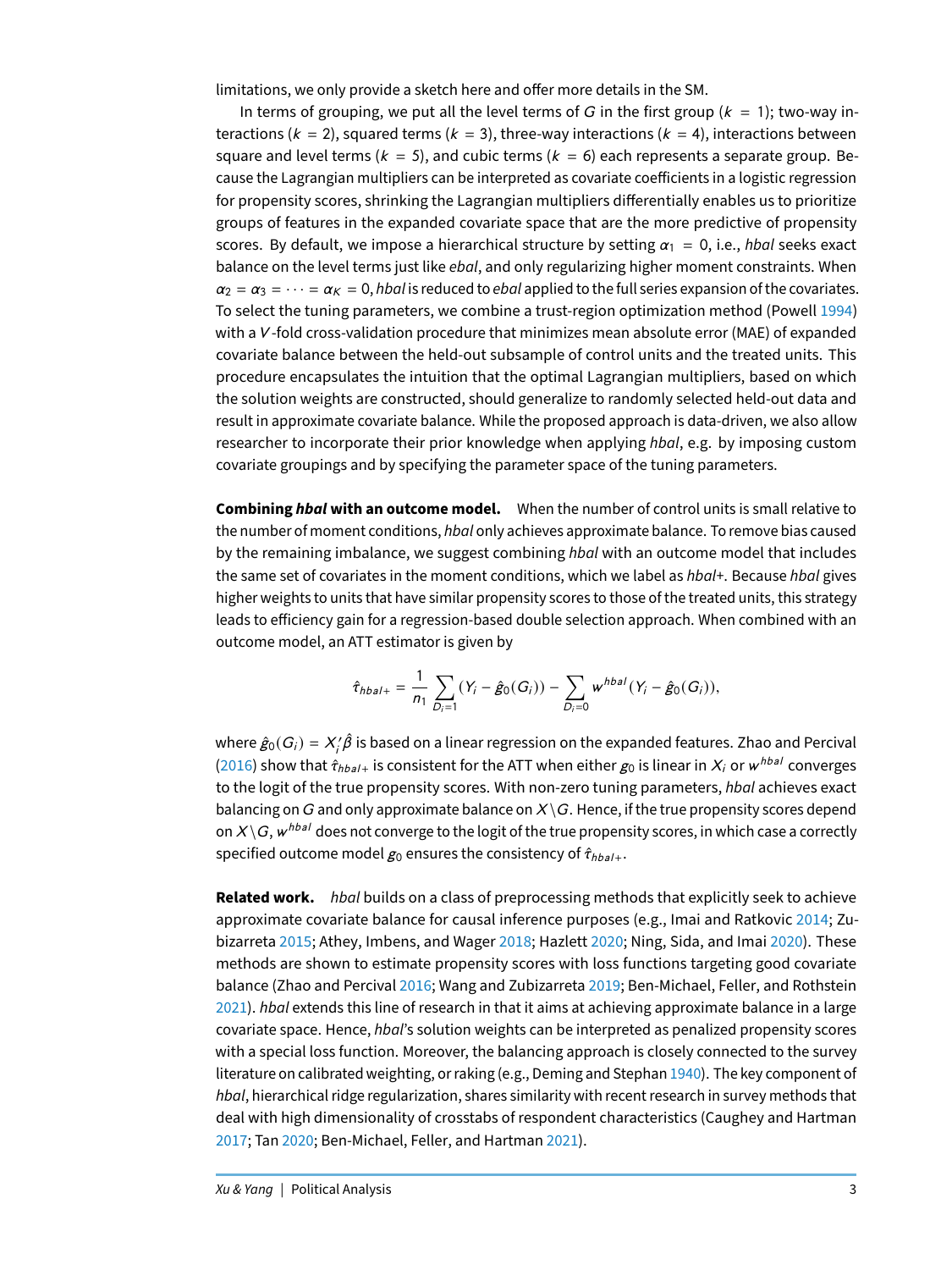limitations, we only provide a sketch here and offer more details in the SM.

In terms of grouping, we put all the level terms of $G$ in the first group ($k = 1$); two-way interactions ($k = 2$), squared terms ($k = 3$), three-way interactions ($k = 4$), interactions between square and level terms ($k = 5$), and cubic terms ($k = 6$) each represents a separate group. Because the Lagrangian multipliers can be interpreted as covariate coefficients in a logistic regression for propensity scores, shrinking the Lagrangian multipliers differentially enables us to prioritize groups of features in the expanded covariate space that are the more predictive of propensity scores. By default, we impose a hierarchical structure by setting $\alpha_1 = 0$, i.e., *hbal* seeks exact balance on the level terms just like *ebal*, and only regularizing higher moment constraints. When $\alpha_2 = \alpha_3 = \cdots = \alpha_K = 0$, *hbal* is reduced to *ebal* applied to the full series expansion of the covariates. To select the tuning parameters, we combine a trust-region optimization method (Powell 1994) with a $V$-fold cross-validation procedure that minimizes mean absolute error (MAE) of expanded covariate balance between the held-out subsample of control units and the treated units. This procedure encapsulates the intuition that the optimal Lagrangian multipliers, based on which the solution weights are constructed, should generalize to randomly selected held-out data and result in approximate covariate balance. While the proposed approach is data-driven, we also allow researcher to incorporate their prior knowledge when applying *hbal*, e.g. by imposing custom covariate groupings and by specifying the parameter space of the tuning parameters.

**Combining *hbal* with an outcome model.** When the number of control units is small relative to the number of moment conditions, *hbal* only achieves approximate balance. To remove bias caused by the remaining imbalance, we suggest combining *hbal* with an outcome model that includes the same set of covariates in the moment conditions, which we label as *hbal+*. Because *hbal* gives higher weights to units that have similar propensity scores to those of the treated units, this strategy leads to efficiency gain for a regression-based double selection approach. When combined with an outcome model, an ATT estimator is given by

$$\hat{\tau}_{hbal+} = \frac{1}{n_1}\sum_{D_i=1}(Y_i - \hat{g}_0(G_i)) - \sum_{D_i=0} w^{hbal}(Y_i - \hat{g}_0(G_i)),$$

where $\hat{g}_0(G_i) = X_i'\hat{\beta}$ is based on a linear regression on the expanded features. Zhao and Percival (2016) show that $\hat{\tau}_{hbal+}$ is consistent for the ATT when either $g_0$ is linear in $X_i$ or $w^{hbal}$ converges to the logit of the true propensity scores. With non-zero tuning parameters, *hbal* achieves exact balancing on $G$ and only approximate balance on $X \setminus G$. Hence, if the true propensity scores depend on $X \setminus G$, $w^{hbal}$ does not converge to the logit of the true propensity scores, in which case a correctly specified outcome model $g_0$ ensures the consistency of $\hat{\tau}_{hbal+}$.

**Related work.** *hbal* builds on a class of preprocessing methods that explicitly seek to achieve approximate covariate balance for causal inference purposes (e.g., Imai and Ratkovic 2014; Zubizarreta 2015; Athey, Imbens, and Wager 2018; Hazlett 2020; Ning, Sida, and Imai 2020). These methods are shown to estimate propensity scores with loss functions targeting good covariate balance (Zhao and Percival 2016; Wang and Zubizarreta 2019; Ben-Michael, Feller, and Rothstein 2021). *hbal* extends this line of research in that it aims at achieving approximate balance in a large covariate space. Hence, *hbal*'s solution weights can be interpreted as penalized propensity scores with a special loss function. Moreover, the balancing approach is closely connected to the survey literature on calibrated weighting, or raking (e.g., Deming and Stephan 1940). The key component of *hbal*, hierarchical ridge regularization, shares similarity with recent research in survey methods that deal with high dimensionality of crosstabs of respondent characteristics (Caughey and Hartman 2017; Tan 2020; Ben-Michael, Feller, and Hartman 2021).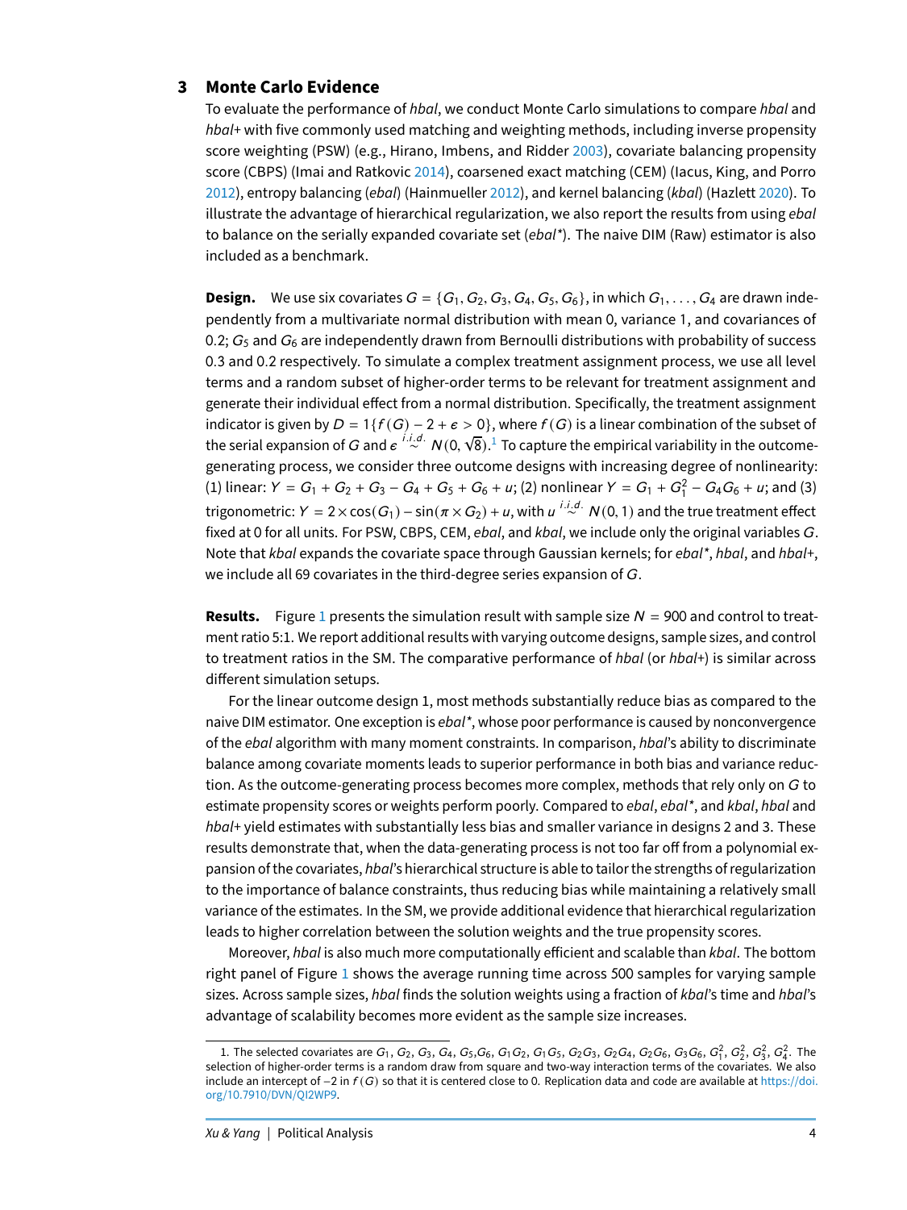## 3 Monte Carlo Evidence

To evaluate the performance of *hbal*, we conduct Monte Carlo simulations to compare *hbal* and *hbal+* with five commonly used matching and weighting methods, including inverse propensity score weighting (PSW) (e.g., Hirano, Imbens, and Ridder 2003), covariate balancing propensity score (CBPS) (Imai and Ratkovic 2014), coarsened exact matching (CEM) (Iacus, King, and Porro 2012), entropy balancing (*ebal*) (Hainmueller 2012), and kernel balancing (*kbal*) (Hazlett 2020). To illustrate the advantage of hierarchical regularization, we also report the results from using *ebal* to balance on the serially expanded covariate set (*ebal**). The naive DIM (Raw) estimator is also included as a benchmark.

**Design.** We use six covariates $G = \{G_1, G_2, G_3, G_4, G_5, G_6\}$, in which $G_1, \ldots, G_4$ are drawn independently from a multivariate normal distribution with mean 0, variance 1, and covariances of 0.2; $G_5$ and $G_6$ are independently drawn from Bernoulli distributions with probability of success 0.3 and 0.2 respectively. To simulate a complex treatment assignment process, we use all level terms and a random subset of higher-order terms to be relevant for treatment assignment and generate their individual effect from a normal distribution. Specifically, the treatment assignment indicator is given by $D = 1\{f(G) - 2 + \epsilon > 0\}$, where $f(G)$ is a linear combination of the subset of the serial expansion of $G$ and $\epsilon \overset{i.i.d.}{\sim} N(0, \sqrt{8})$.[1] To capture the empirical variability in the outcome-generating process, we consider three outcome designs with increasing degree of nonlinearity: (1) linear: $Y = G_1 + G_2 + G_3 - G_4 + G_5 + G_6 + u$; (2) nonlinear $Y = G_1 + G_1^2 - G_4 G_6 + u$; and (3) trigonometric: $Y = 2 \times \cos(G_1) - \sin(\pi \times G_2) + u$, with $u \overset{i.i.d.}{\sim} N(0, 1)$ and the true treatment effect fixed at 0 for all units. For PSW, CBPS, CEM, *ebal*, and *kbal*, we include only the original variables $G$. Note that *kbal* expands the covariate space through Gaussian kernels; for *ebal**, *hbal*, and *hbal+*, we include all 69 covariates in the third-degree series expansion of $G$.

**Results.** Figure 1 presents the simulation result with sample size $N = 900$ and control to treatment ratio 5:1. We report additional results with varying outcome designs, sample sizes, and control to treatment ratios in the SM. The comparative performance of *hbal* (or *hbal+*) is similar across different simulation setups.

For the linear outcome design 1, most methods substantially reduce bias as compared to the naive DIM estimator. One exception is *ebal**, whose poor performance is caused by nonconvergence of the *ebal* algorithm with many moment constraints. In comparison, *hbal*'s ability to discriminate balance among covariate moments leads to superior performance in both bias and variance reduction. As the outcome-generating process becomes more complex, methods that rely only on $G$ to estimate propensity scores or weights perform poorly. Compared to *ebal*, *ebal**, and *kbal*, *hbal* and *hbal+* yield estimates with substantially less bias and smaller variance in designs 2 and 3. These results demonstrate that, when the data-generating process is not too far off from a polynomial expansion of the covariates, *hbal*'s hierarchical structure is able to tailor the strengths of regularization to the importance of balance constraints, thus reducing bias while maintaining a relatively small variance of the estimates. In the SM, we provide additional evidence that hierarchical regularization leads to higher correlation between the solution weights and the true propensity scores.

Moreover, *hbal* is also much more computationally efficient and scalable than *kbal*. The bottom right panel of Figure 1 shows the average running time across 500 samples for varying sample sizes. Across sample sizes, *hbal* finds the solution weights using a fraction of *kbal*'s time and *hbal*'s advantage of scalability becomes more evident as the sample size increases.

---

[1] The selected covariates are $G_1$, $G_2$, $G_3$, $G_4$, $G_5$, $G_6$, $G_1G_2$, $G_1G_5$, $G_2G_3$, $G_2G_4$, $G_2G_6$, $G_3G_6$, $G_1^2$, $G_2^2$, $G_3^2$, $G_4^2$. The selection of higher-order terms is a random draw from square and two-way interaction terms of the covariates. We also include an intercept of −2 in $f(G)$ so that it is centered close to 0. Replication data and code are available at https://doi.org/10.7910/DVN/QI2WP9.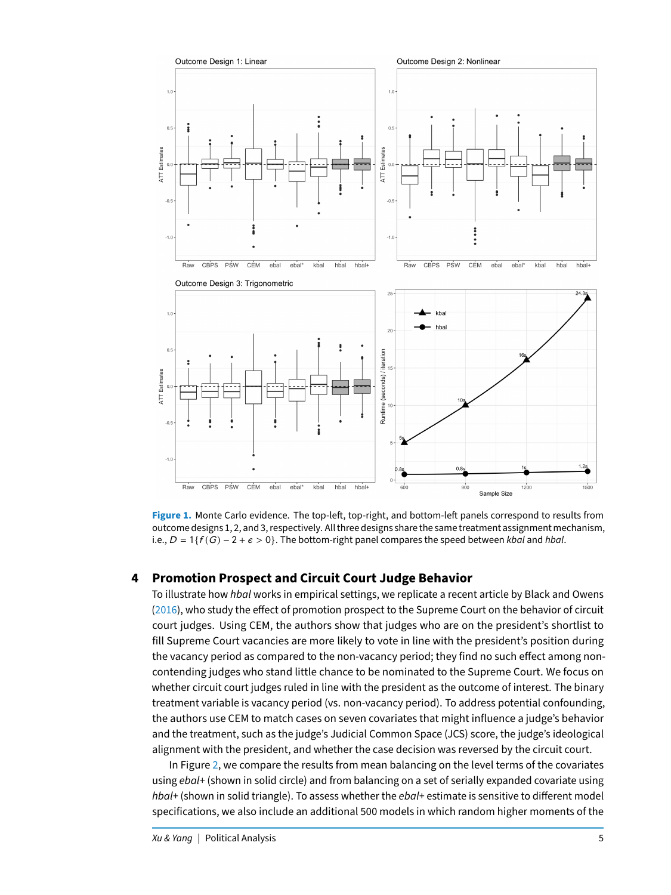**Figure 1.** Monte Carlo evidence. The top-left, top-right, and bottom-left panels correspond to results from outcome designs 1, 2, and 3, respectively. All three designs share the same treatment assignment mechanism, i.e., $D = 1\{f(G) - 2 + \epsilon > 0\}$. The bottom-right panel compares the speed between *kbal* and *hbal*.

## 4 Promotion Prospect and Circuit Court Judge Behavior

To illustrate how *hbal* works in empirical settings, we replicate a recent article by Black and Owens (2016), who study the effect of promotion prospect to the Supreme Court on the behavior of circuit court judges. Using CEM, the authors show that judges who are on the president's shortlist to fill Supreme Court vacancies are more likely to vote in line with the president's position during the vacancy period as compared to the non-vacancy period; they find no such effect among non-contending judges who stand little chance to be nominated to the Supreme Court. We focus on whether circuit court judges ruled in line with the president as the outcome of interest. The binary treatment variable is vacancy period (vs. non-vacancy period). To address potential confounding, the authors use CEM to match cases on seven covariates that might influence a judge's behavior and the treatment, such as the judge's Judicial Common Space (JCS) score, the judge's ideological alignment with the president, and whether the case decision was reversed by the circuit court.

In Figure 2, we compare the results from mean balancing on the level terms of the covariates using *ebal+* (shown in solid circle) and from balancing on a set of serially expanded covariate using *hbal+* (shown in solid triangle). To assess whether the *ebal+* estimate is sensitive to different model specifications, we also include an additional 500 models in which random higher moments of the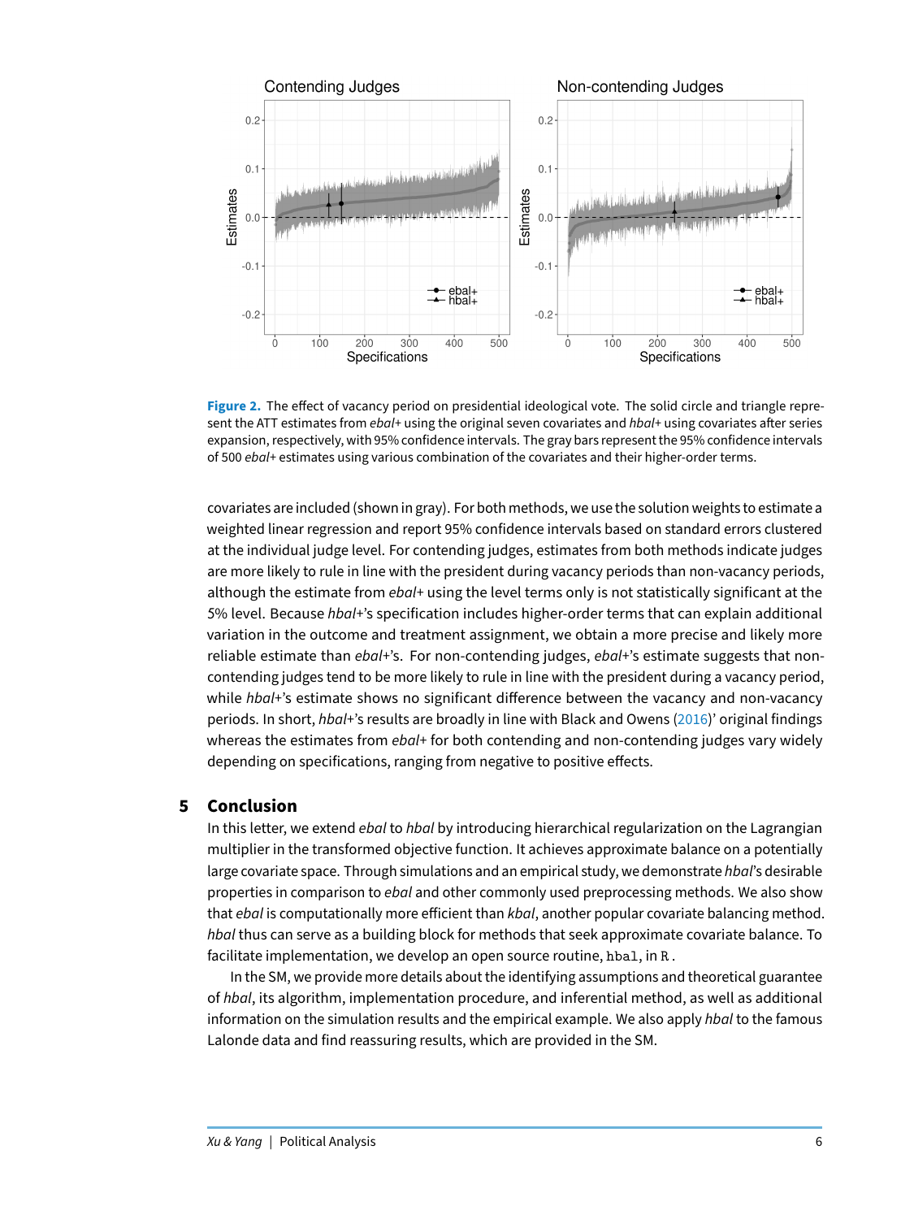**Figure 2.** The effect of vacancy period on presidential ideological vote. The solid circle and triangle represent the ATT estimates from *ebal+* using the original seven covariates and *hbal+* using covariates after series expansion, respectively, with 95% confidence intervals. The gray bars represent the 95% confidence intervals of 500 *ebal+* estimates using various combination of the covariates and their higher-order terms.

covariates are included (shown in gray). For both methods, we use the solution weights to estimate a weighted linear regression and report 95% confidence intervals based on standard errors clustered at the individual judge level. For contending judges, estimates from both methods indicate judges are more likely to rule in line with the president during vacancy periods than non-vacancy periods, although the estimate from *ebal+* using the level terms only is not statistically significant at the 5% level. Because *hbal+*'s specification includes higher-order terms that can explain additional variation in the outcome and treatment assignment, we obtain a more precise and likely more reliable estimate than *ebal+*'s. For non-contending judges, *ebal+*'s estimate suggests that non-contending judges tend to be more likely to rule in line with the president during a vacancy period, while *hbal+*'s estimate shows no significant difference between the vacancy and non-vacancy periods. In short, *hbal+*'s results are broadly in line with Black and Owens (2016)' original findings whereas the estimates from *ebal+* for both contending and non-contending judges vary widely depending on specifications, ranging from negative to positive effects.

## 5 Conclusion

In this letter, we extend *ebal* to *hbal* by introducing hierarchical regularization on the Lagrangian multiplier in the transformed objective function. It achieves approximate balance on a potentially large covariate space. Through simulations and an empirical study, we demonstrate *hbal*'s desirable properties in comparison to *ebal* and other commonly used preprocessing methods. We also show that *ebal* is computationally more efficient than *kbal*, another popular covariate balancing method. *hbal* thus can serve as a building block for methods that seek approximate covariate balance. To facilitate implementation, we develop an open source routine, `hbal`, in `R`.

In the SM, we provide more details about the identifying assumptions and theoretical guarantee of *hbal*, its algorithm, implementation procedure, and inferential method, as well as additional information on the simulation results and the empirical example. We also apply *hbal* to the famous Lalonde data and find reassuring results, which are provided in the SM.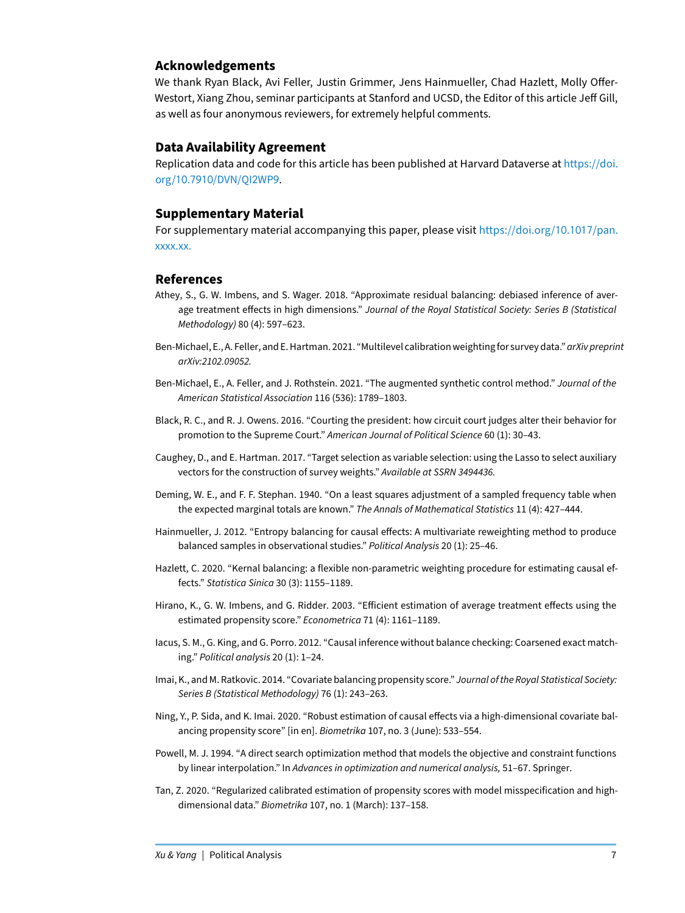## Acknowledgements

We thank Ryan Black, Avi Feller, Justin Grimmer, Jens Hainmueller, Chad Hazlett, Molly Offer-Westort, Xiang Zhou, seminar participants at Stanford and UCSD, the Editor of this article Jeff Gill, as well as four anonymous reviewers, for extremely helpful comments.

## Data Availability Agreement

Replication data and code for this article has been published at Harvard Dataverse at https://doi.org/10.7910/DVN/QI2WP9.

## Supplementary Material

For supplementary material accompanying this paper, please visit https://doi.org/10.1017/pan.xxxx.xx.

## References

Athey, S., G. W. Imbens, and S. Wager. 2018. "Approximate residual balancing: debiased inference of average treatment effects in high dimensions." *Journal of the Royal Statistical Society: Series B (Statistical Methodology)* 80 (4): 597–623.

Ben-Michael, E., A. Feller, and E. Hartman. 2021. "Multilevel calibration weighting for survey data." *arXiv preprint arXiv:2102.09052.*

Ben-Michael, E., A. Feller, and J. Rothstein. 2021. "The augmented synthetic control method." *Journal of the American Statistical Association* 116 (536): 1789–1803.

Black, R. C., and R. J. Owens. 2016. "Courting the president: how circuit court judges alter their behavior for promotion to the Supreme Court." *American Journal of Political Science* 60 (1): 30–43.

Caughey, D., and E. Hartman. 2017. "Target selection as variable selection: using the Lasso to select auxiliary vectors for the construction of survey weights." *Available at SSRN 3494436.*

Deming, W. E., and F. F. Stephan. 1940. "On a least squares adjustment of a sampled frequency table when the expected marginal totals are known." *The Annals of Mathematical Statistics* 11 (4): 427–444.

Hainmueller, J. 2012. "Entropy balancing for causal effects: A multivariate reweighting method to produce balanced samples in observational studies." *Political Analysis* 20 (1): 25–46.

Hazlett, C. 2020. "Kernal balancing: a flexible non-parametric weighting procedure for estimating causal effects." *Statistica Sinica* 30 (3): 1155–1189.

Hirano, K., G. W. Imbens, and G. Ridder. 2003. "Efficient estimation of average treatment effects using the estimated propensity score." *Econometrica* 71 (4): 1161–1189.

Iacus, S. M., G. King, and G. Porro. 2012. "Causal inference without balance checking: Coarsened exact matching." *Political analysis* 20 (1): 1–24.

Imai, K., and M. Ratkovic. 2014. "Covariate balancing propensity score." *Journal of the Royal Statistical Society: Series B (Statistical Methodology)* 76 (1): 243–263.

Ning, Y., P. Sida, and K. Imai. 2020. "Robust estimation of causal effects via a high-dimensional covariate balancing propensity score" [in en]. *Biometrika* 107, no. 3 (June): 533–554.

Powell, M. J. 1994. "A direct search optimization method that models the objective and constraint functions by linear interpolation." In *Advances in optimization and numerical analysis,* 51–67. Springer.

Tan, Z. 2020. "Regularized calibrated estimation of propensity scores with model misspecification and high-dimensional data." *Biometrika* 107, no. 1 (March): 137–158.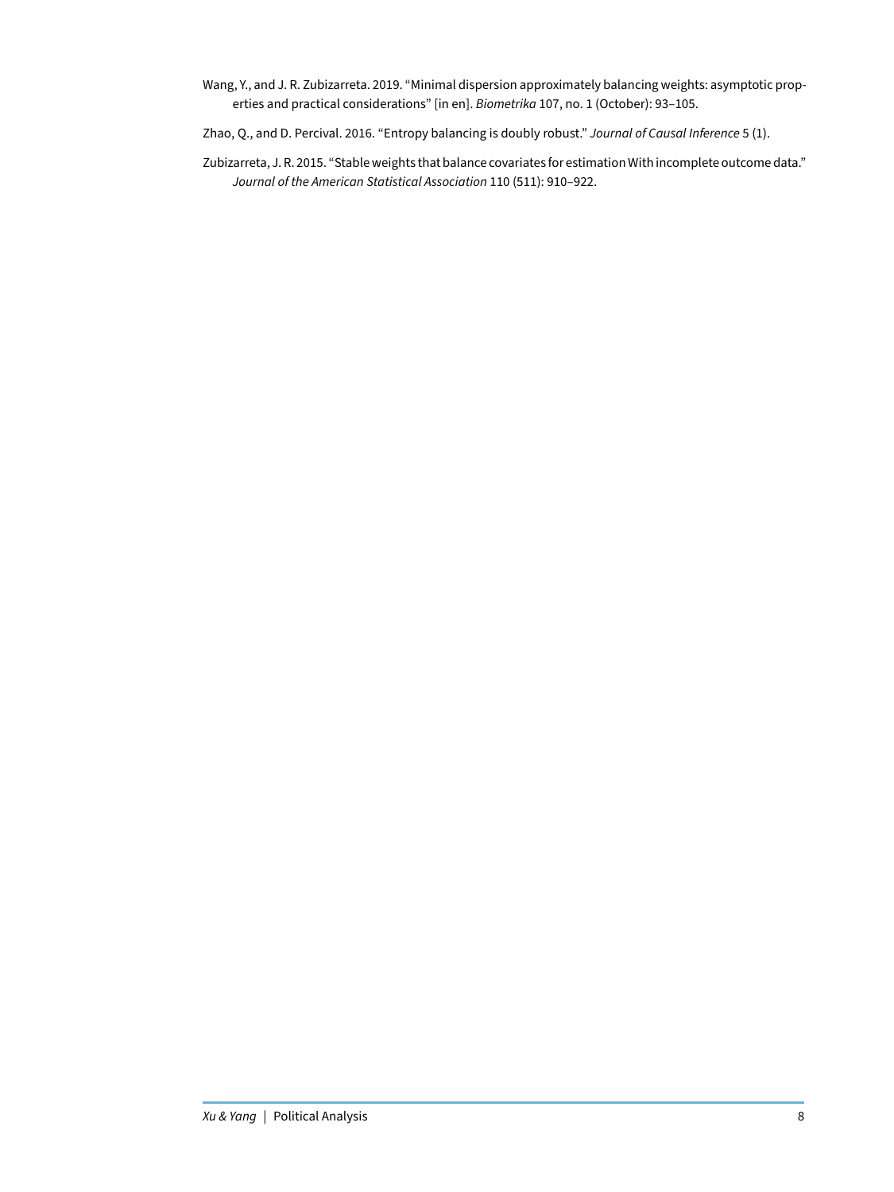Wang, Y., and J. R. Zubizarreta. 2019. "Minimal dispersion approximately balancing weights: asymptotic properties and practical considerations" [in en]. *Biometrika* 107, no. 1 (October): 93–105.

Zhao, Q., and D. Percival. 2016. "Entropy balancing is doubly robust." *Journal of Causal Inference* 5 (1).

Zubizarreta, J. R. 2015. "Stable weights that balance covariates for estimation With incomplete outcome data." *Journal of the American Statistical Association* 110 (511): 910–922.